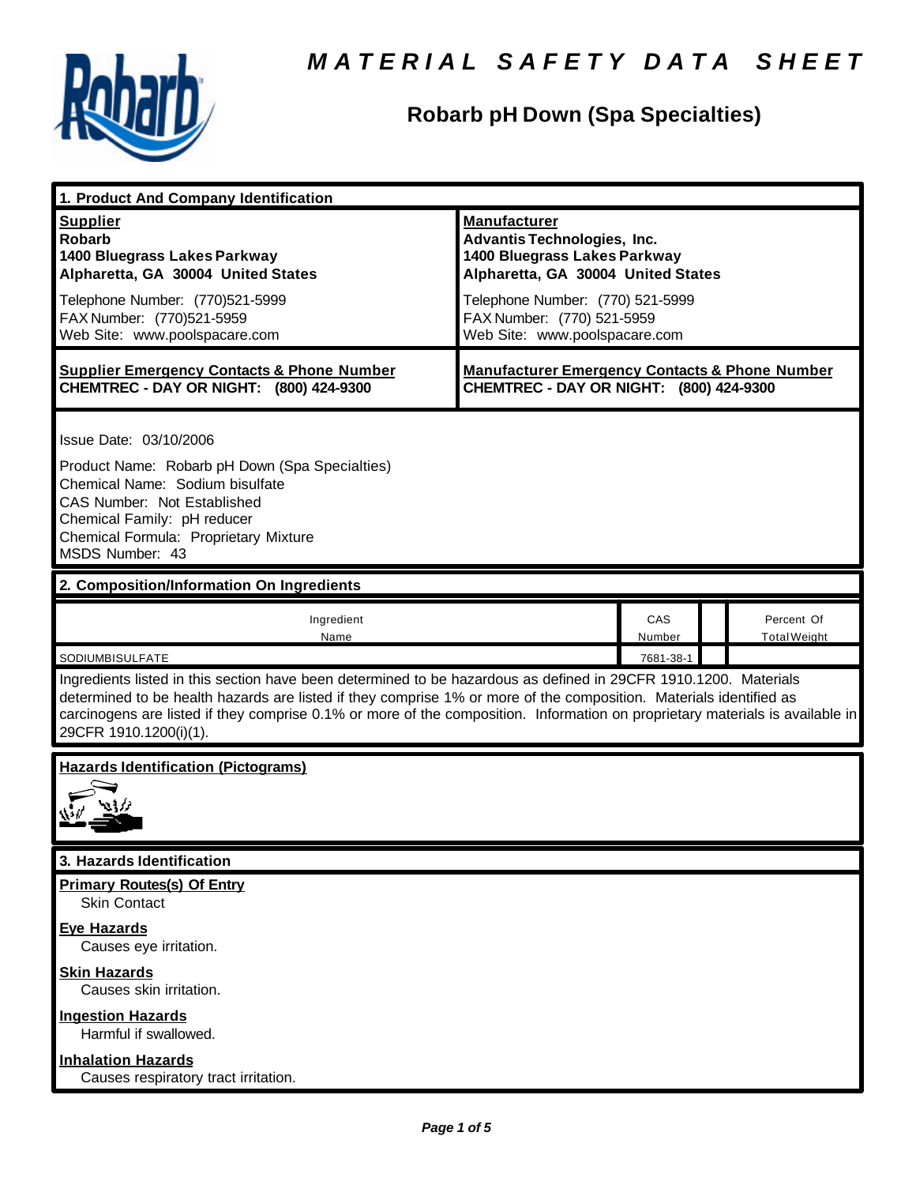# MATERIAL SAFETY DATA SHEET

## Robarb pH Down (Spa Specialties)

### 1. Product And Company Identification

| **Supplier** | **Manufacturer** |
|---|---|
| **Robarb**<br>**1400 Bluegrass Lakes Parkway**<br>**Alpharetta, GA 30004 United States** | **Advantis Technologies, Inc.**<br>**1400 Bluegrass Lakes Parkway**<br>**Alpharetta, GA 30004 United States** |
| Telephone Number: (770)521-5999<br>FAX Number: (770)521-5959<br>Web Site: www.poolspacare.com | Telephone Number: (770) 521-5999<br>FAX Number: (770) 521-5959<br>Web Site: www.poolspacare.com |
| **Supplier Emergency Contacts & Phone Number**<br>**CHEMTREC - DAY OR NIGHT: (800) 424-9300** | **Manufacturer Emergency Contacts & Phone Number**<br>**CHEMTREC - DAY OR NIGHT: (800) 424-9300** |

Issue Date: 03/10/2006

Product Name: Robarb pH Down (Spa Specialties)
Chemical Name: Sodium bisulfate
CAS Number: Not Established
Chemical Family: pH reducer
Chemical Formula: Proprietary Mixture
MSDS Number: 43

### 2. Composition/Information On Ingredients

| Ingredient Name | CAS Number | | Percent Of Total Weight |
|---|---|---|---|
| SODIUMBISULFATE | 7681-38-1 | | |

Ingredients listed in this section have been determined to be hazardous as defined in 29CFR 1910.1200. Materials determined to be health hazards are listed if they comprise 1% or more of the composition. Materials identified as carcinogens are listed if they comprise 0.1% or more of the composition. Information on proprietary materials is available in 29CFR 1910.1200(i)(1).

**Hazards Identification (Pictograms)**

### 3. Hazards Identification

**Primary Routes(s) Of Entry**
Skin Contact

**Eye Hazards**
Causes eye irritation.

**Skin Hazards**
Causes skin irritation.

**Ingestion Hazards**
Harmful if swallowed.

**Inhalation Hazards**
Causes respiratory tract irritation.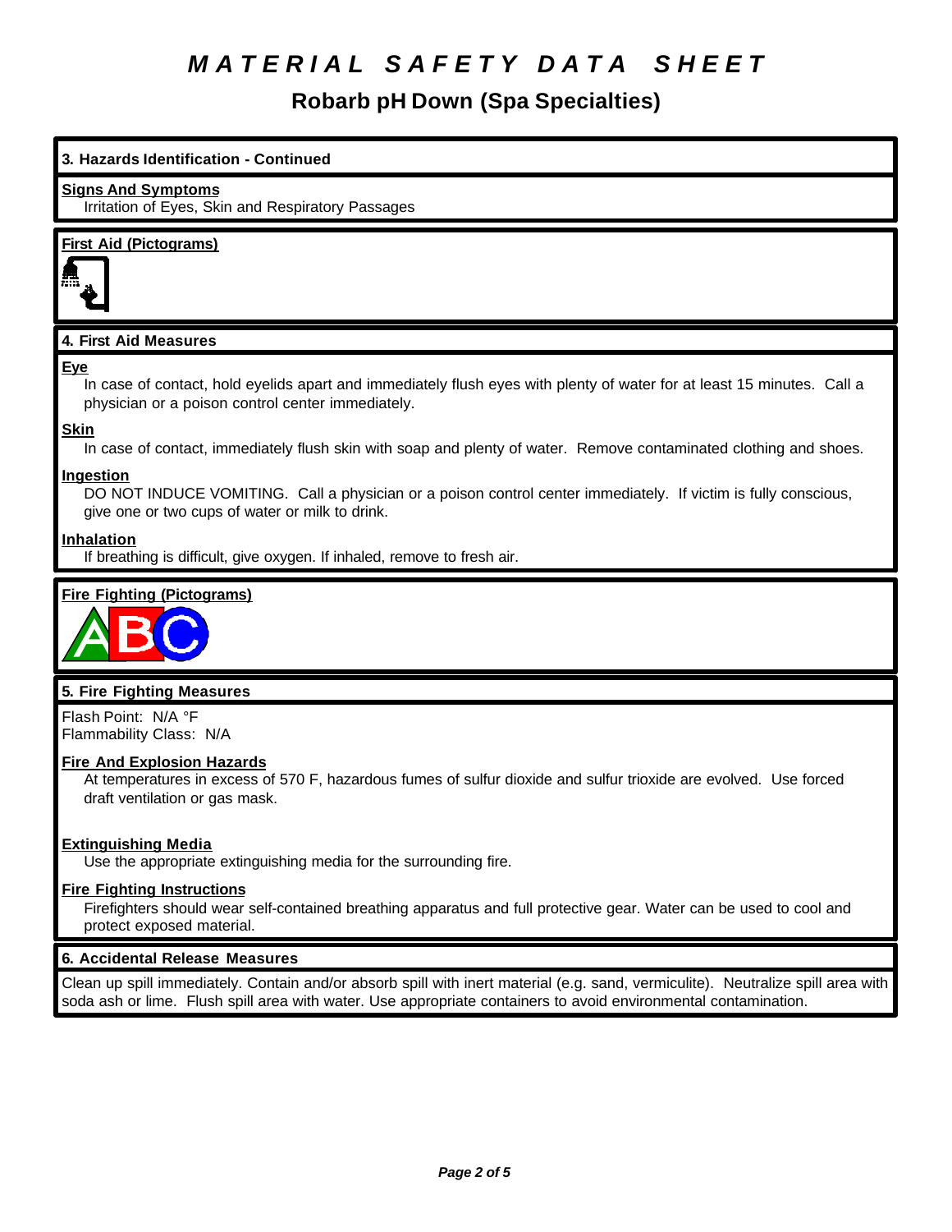# MATERIAL SAFETY DATA SHEET

## Robarb pH Down (Spa Specialties)

### 3. Hazards Identification - Continued

**Signs And Symptoms**

Irritation of Eyes, Skin and Respiratory Passages

**First Aid (Pictograms)**

### 4. First Aid Measures

**Eye**

In case of contact, hold eyelids apart and immediately flush eyes with plenty of water for at least 15 minutes. Call a physician or a poison control center immediately.

**Skin**

In case of contact, immediately flush skin with soap and plenty of water. Remove contaminated clothing and shoes.

**Ingestion**

DO NOT INDUCE VOMITING. Call a physician or a poison control center immediately. If victim is fully conscious, give one or two cups of water or milk to drink.

**Inhalation**

If breathing is difficult, give oxygen. If inhaled, remove to fresh air.

**Fire Fighting (Pictograms)**

### 5. Fire Fighting Measures

Flash Point: N/A °F
Flammability Class: N/A

**Fire And Explosion Hazards**

At temperatures in excess of 570 F, hazardous fumes of sulfur dioxide and sulfur trioxide are evolved. Use forced draft ventilation or gas mask.

**Extinguishing Media**

Use the appropriate extinguishing media for the surrounding fire.

**Fire Fighting Instructions**

Firefighters should wear self-contained breathing apparatus and full protective gear. Water can be used to cool and protect exposed material.

### 6. Accidental Release Measures

Clean up spill immediately. Contain and/or absorb spill with inert material (e.g. sand, vermiculite). Neutralize spill area with soda ash or lime. Flush spill area with water. Use appropriate containers to avoid environmental contamination.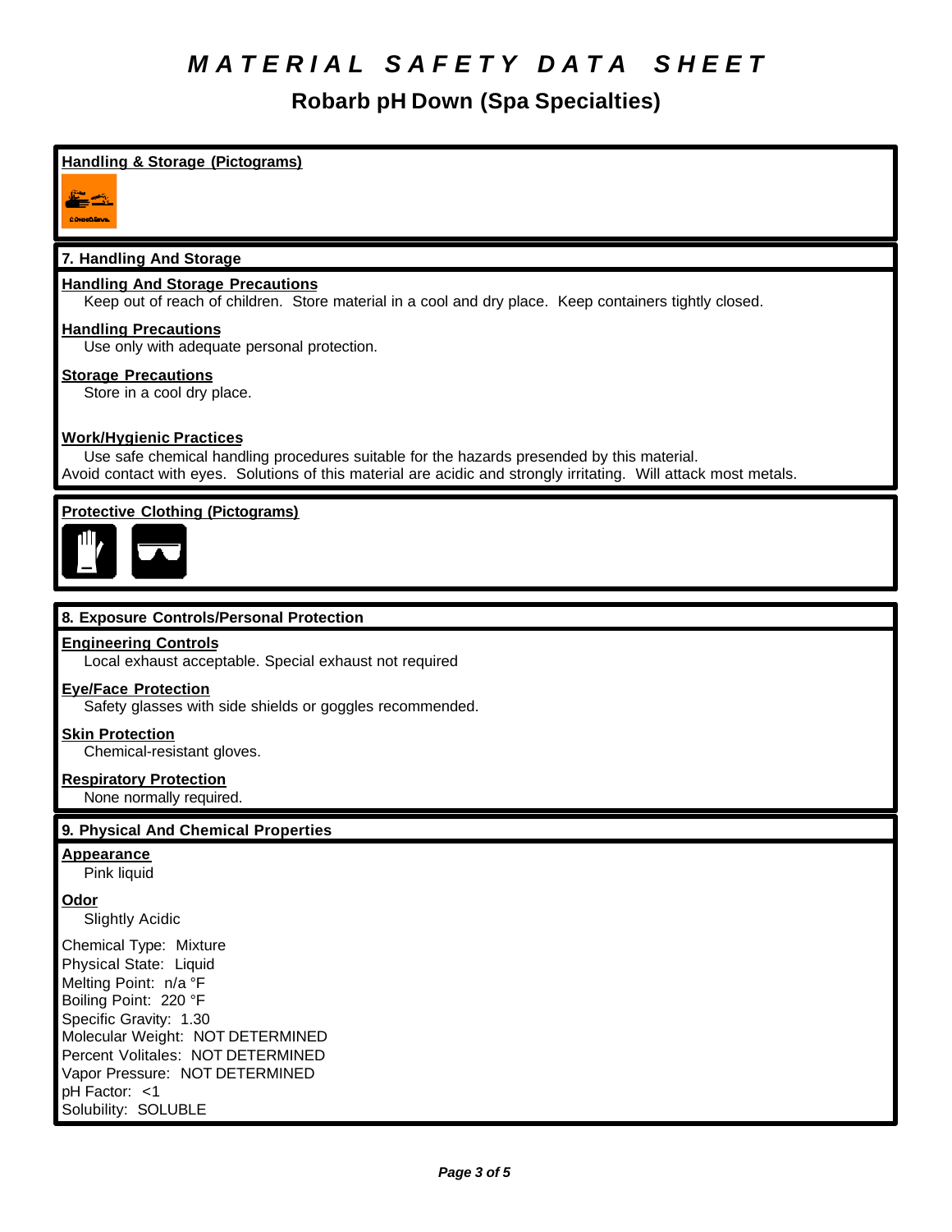# MATERIAL SAFETY DATA SHEET

## Robarb pH Down (Spa Specialties)

**Handling & Storage (Pictograms)**

### 7. Handling And Storage

**Handling And Storage Precautions**

Keep out of reach of children. Store material in a cool and dry place. Keep containers tightly closed.

**Handling Precautions**

Use only with adequate personal protection.

**Storage Precautions**

Store in a cool dry place.

**Work/Hygienic Practices**

Use safe chemical handling procedures suitable for the hazards presended by this material.
Avoid contact with eyes. Solutions of this material are acidic and strongly irritating. Will attack most metals.

**Protective Clothing (Pictograms)**

### 8. Exposure Controls/Personal Protection

**Engineering Controls**

Local exhaust acceptable. Special exhaust not required

**Eye/Face Protection**

Safety glasses with side shields or goggles recommended.

**Skin Protection**

Chemical-resistant gloves.

**Respiratory Protection**

None normally required.

### 9. Physical And Chemical Properties

**Appearance**

Pink liquid

**Odor**

Slightly Acidic

Chemical Type: Mixture
Physical State: Liquid
Melting Point: n/a °F
Boiling Point: 220 °F
Specific Gravity: 1.30
Molecular Weight: NOT DETERMINED
Percent Volitales: NOT DETERMINED
Vapor Pressure: NOT DETERMINED
pH Factor: <1
Solubility: SOLUBLE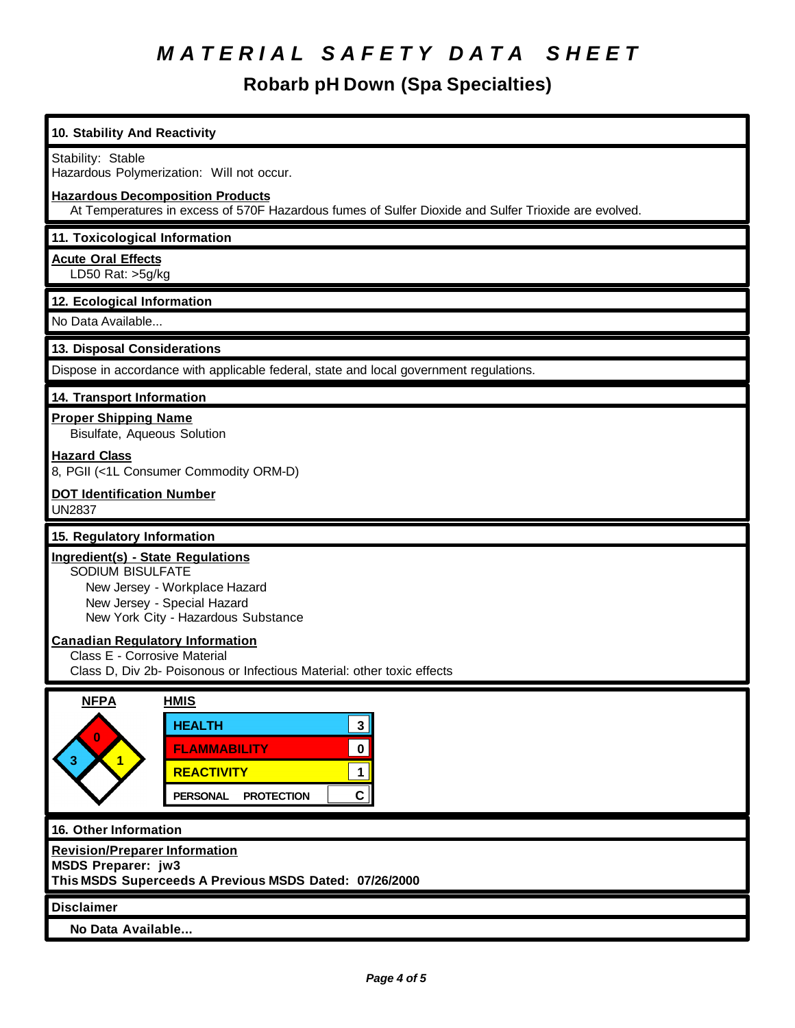# MATERIAL SAFETY DATA SHEET

## Robarb pH Down (Spa Specialties)

### 10. Stability And Reactivity

Stability: Stable
Hazardous Polymerization: Will not occur.

**Hazardous Decomposition Products**
At Temperatures in excess of 570F Hazardous fumes of Sulfer Dioxide and Sulfer Trioxide are evolved.

### 11. Toxicological Information

**Acute Oral Effects**
LD50 Rat: >5g/kg

### 12. Ecological Information

No Data Available...

### 13. Disposal Considerations

Dispose in accordance with applicable federal, state and local government regulations.

### 14. Transport Information

**Proper Shipping Name**
Bisulfate, Aqueous Solution

**Hazard Class**
8, PGII (<1L Consumer Commodity ORM-D)

**DOT Identification Number**
UN2837

### 15. Regulatory Information

**Ingredient(s) - State Regulations**
SODIUM BISULFATE
- New Jersey - Workplace Hazard
- New Jersey - Special Hazard
- New York City - Hazardous Substance

**Canadian Regulatory Information**
Class E - Corrosive Material
Class D, Div 2b- Poisonous or Infectious Material: other toxic effects

**NFPA**

| Flammability | Health | Reactivity | Special |
|---|---|---|---|
| 0 | 3 | 1 | |

**HMIS**

| | |
|---|---|
| HEALTH | 3 |
| FLAMMABILITY | 0 |
| REACTIVITY | 1 |
| PERSONAL PROTECTION | C |

### 16. Other Information

**Revision/Preparer Information**
**MSDS Preparer: jw3**
**This MSDS Superceeds A Previous MSDS Dated: 07/26/2000**

### Disclaimer

**No Data Available...**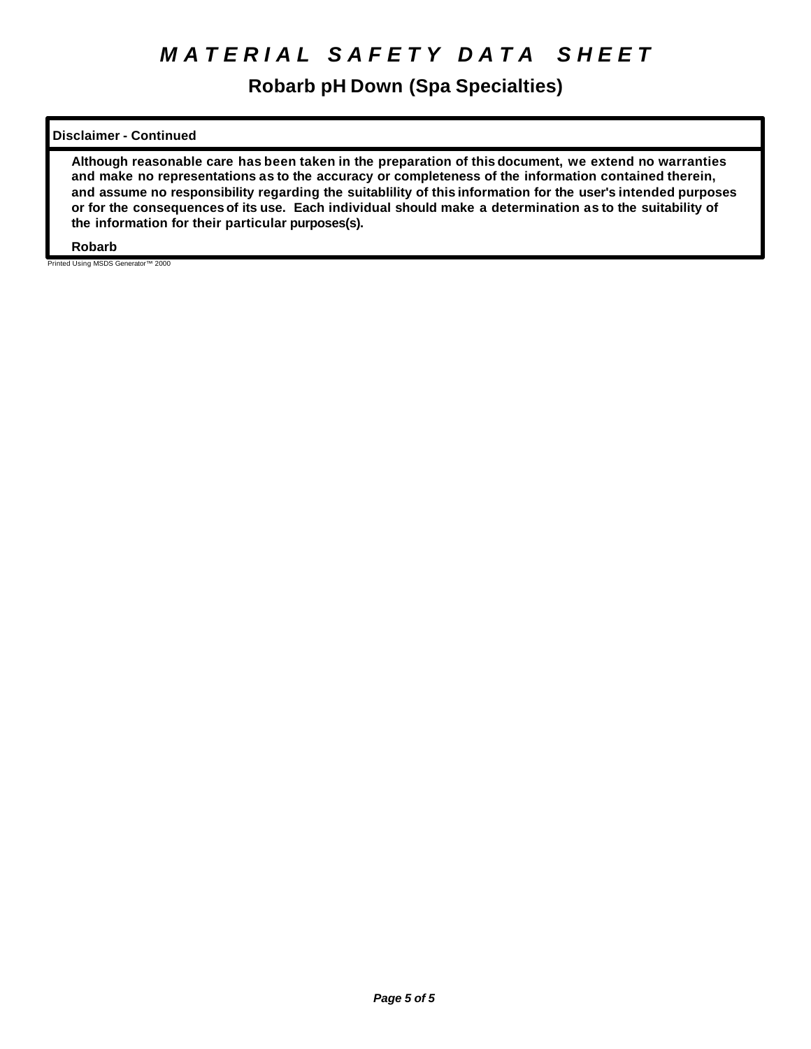**Disclaimer - Continued**

**Although reasonable care has been taken in the preparation of this document, we extend no warranties and make no representations as to the accuracy or completeness of the information contained therein, and assume no responsibility regarding the suitablility of this information for the user's intended purposes or for the consequences of its use. Each individual should make a determination as to the suitability of the information for their particular purposes(s).**

**Robarb**

Printed Using MSDS Generator™ 2000